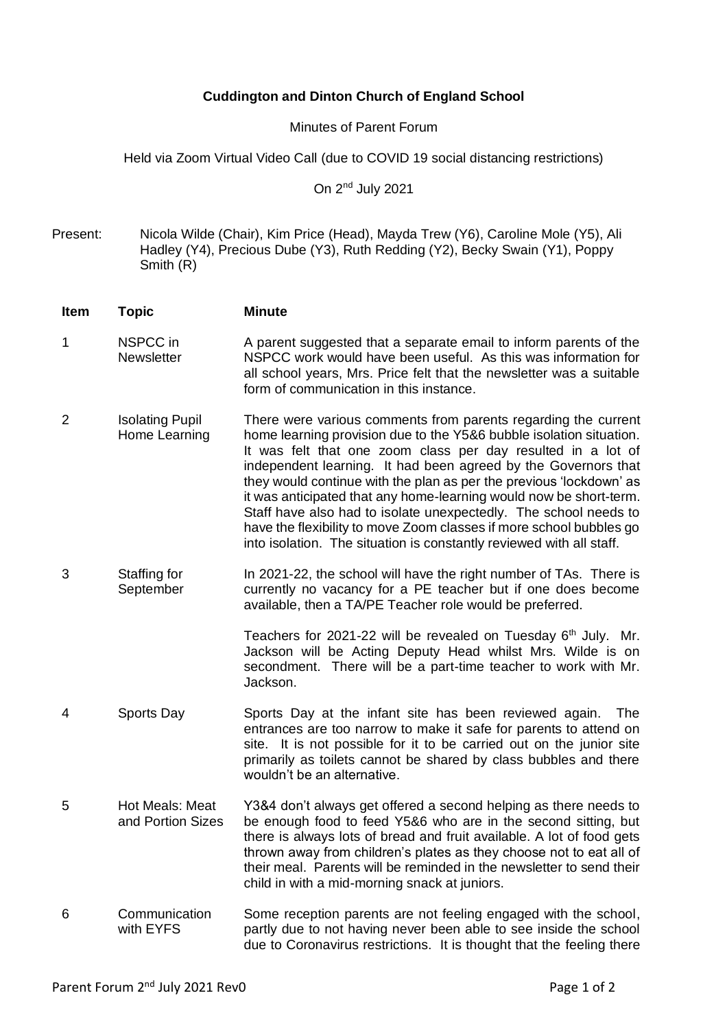**Cuddington and Dinton Church of England School**

Minutes of Parent Forum

Held via Zoom Virtual Video Call (due to COVID 19 social distancing restrictions)

On 2nd July 2021

Present: Nicola Wilde (Chair), Kim Price (Head), Mayda Trew (Y6), Caroline Mole (Y5), Ali Hadley (Y4), Precious Dube (Y3), Ruth Redding (Y2), Becky Swain (Y1), Poppy Smith (R)

| Item | Topic | Minute |
|---|---|---|
| 1 | NSPCC in Newsletter | A parent suggested that a separate email to inform parents of the NSPCC work would have been useful. As this was information for all school years, Mrs. Price felt that the newsletter was a suitable form of communication in this instance. |
| 2 | Isolating Pupil Home Learning | There were various comments from parents regarding the current home learning provision due to the Y5&6 bubble isolation situation. It was felt that one zoom class per day resulted in a lot of independent learning. It had been agreed by the Governors that they would continue with the plan as per the previous 'lockdown' as it was anticipated that any home-learning would now be short-term. Staff have also had to isolate unexpectedly. The school needs to have the flexibility to move Zoom classes if more school bubbles go into isolation. The situation is constantly reviewed with all staff. |
| 3 | Staffing for September | In 2021-22, the school will have the right number of TAs. There is currently no vacancy for a PE teacher but if one does become available, then a TA/PE Teacher role would be preferred.<br><br>Teachers for 2021-22 will be revealed on Tuesday 6th July. Mr. Jackson will be Acting Deputy Head whilst Mrs. Wilde is on secondment. There will be a part-time teacher to work with Mr. Jackson. |
| 4 | Sports Day | Sports Day at the infant site has been reviewed again. The entrances are too narrow to make it safe for parents to attend on site. It is not possible for it to be carried out on the junior site primarily as toilets cannot be shared by class bubbles and there wouldn't be an alternative. |
| 5 | Hot Meals: Meat and Portion Sizes | Y3&4 don't always get offered a second helping as there needs to be enough food to feed Y5&6 who are in the second sitting, but there is always lots of bread and fruit available. A lot of food gets thrown away from children's plates as they choose not to eat all of their meal. Parents will be reminded in the newsletter to send their child in with a mid-morning snack at juniors. |
| 6 | Communication with EYFS | Some reception parents are not feeling engaged with the school, partly due to not having never been able to see inside the school due to Coronavirus restrictions. It is thought that the feeling there |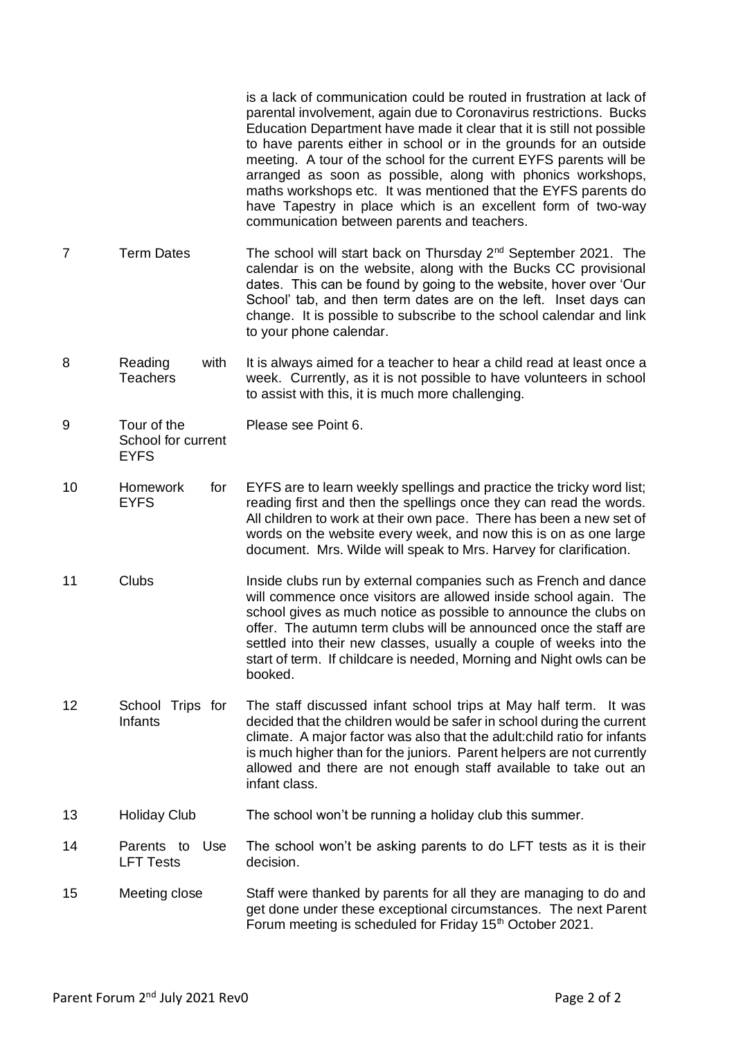| | | |
|---|---|---|
| | | is a lack of communication could be routed in frustration at lack of parental involvement, again due to Coronavirus restrictions. Bucks Education Department have made it clear that it is still not possible to have parents either in school or in the grounds for an outside meeting. A tour of the school for the current EYFS parents will be arranged as soon as possible, along with phonics workshops, maths workshops etc. It was mentioned that the EYFS parents do have Tapestry in place which is an excellent form of two-way communication between parents and teachers. |
| 7 | Term Dates | The school will start back on Thursday 2nd September 2021. The calendar is on the website, along with the Bucks CC provisional dates. This can be found by going to the website, hover over 'Our School' tab, and then term dates are on the left. Inset days can change. It is possible to subscribe to the school calendar and link to your phone calendar. |
| 8 | Reading with Teachers | It is always aimed for a teacher to hear a child read at least once a week. Currently, as it is not possible to have volunteers in school to assist with this, it is much more challenging. |
| 9 | Tour of the School for current EYFS | Please see Point 6. |
| 10 | Homework for EYFS | EYFS are to learn weekly spellings and practice the tricky word list; reading first and then the spellings once they can read the words. All children to work at their own pace. There has been a new set of words on the website every week, and now this is on as one large document. Mrs. Wilde will speak to Mrs. Harvey for clarification. |
| 11 | Clubs | Inside clubs run by external companies such as French and dance will commence once visitors are allowed inside school again. The school gives as much notice as possible to announce the clubs on offer. The autumn term clubs will be announced once the staff are settled into their new classes, usually a couple of weeks into the start of term. If childcare is needed, Morning and Night owls can be booked. |
| 12 | School Trips for Infants | The staff discussed infant school trips at May half term. It was decided that the children would be safer in school during the current climate. A major factor was also that the adult:child ratio for infants is much higher than for the juniors. Parent helpers are not currently allowed and there are not enough staff available to take out an infant class. |
| 13 | Holiday Club | The school won't be running a holiday club this summer. |
| 14 | Parents to Use LFT Tests | The school won't be asking parents to do LFT tests as it is their decision. |
| 15 | Meeting close | Staff were thanked by parents for all they are managing to do and get done under these exceptional circumstances. The next Parent Forum meeting is scheduled for Friday 15th October 2021. |

Parent Forum 2nd July 2021 Rev0